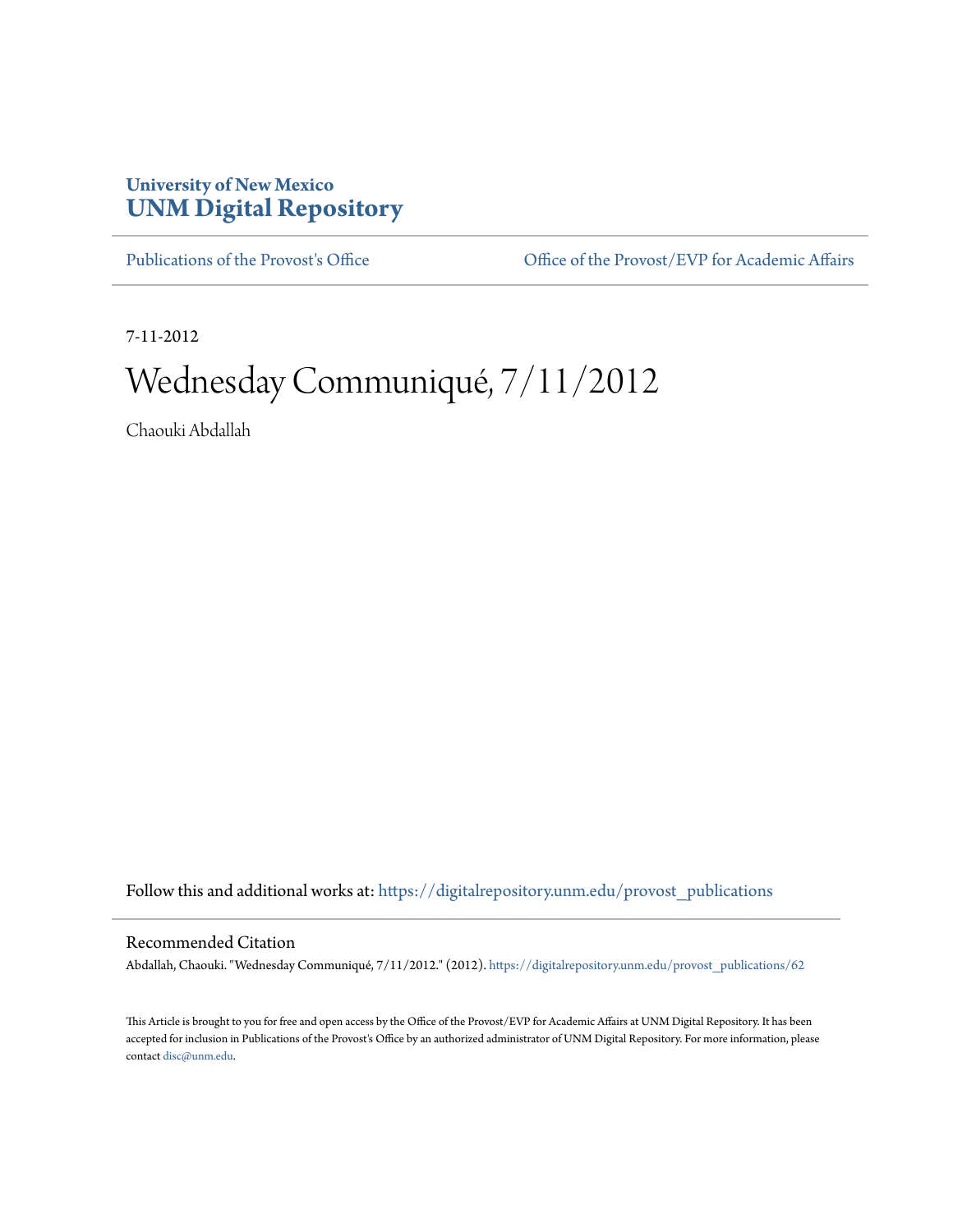University of New Mexico
**UNM Digital Repository**

Publications of the Provost's Office | Office of the Provost/EVP for Academic Affairs

7-11-2012

# Wednesday Communiqué, 7/11/2012

Chaouki Abdallah

Follow this and additional works at: https://digitalrepository.unm.edu/provost_publications

## Recommended Citation

Abdallah, Chaouki. "Wednesday Communiqué, 7/11/2012." (2012). https://digitalrepository.unm.edu/provost_publications/62

This Article is brought to you for free and open access by the Office of the Provost/EVP for Academic Affairs at UNM Digital Repository. It has been accepted for inclusion in Publications of the Provost's Office by an authorized administrator of UNM Digital Repository. For more information, please contact disc@unm.edu.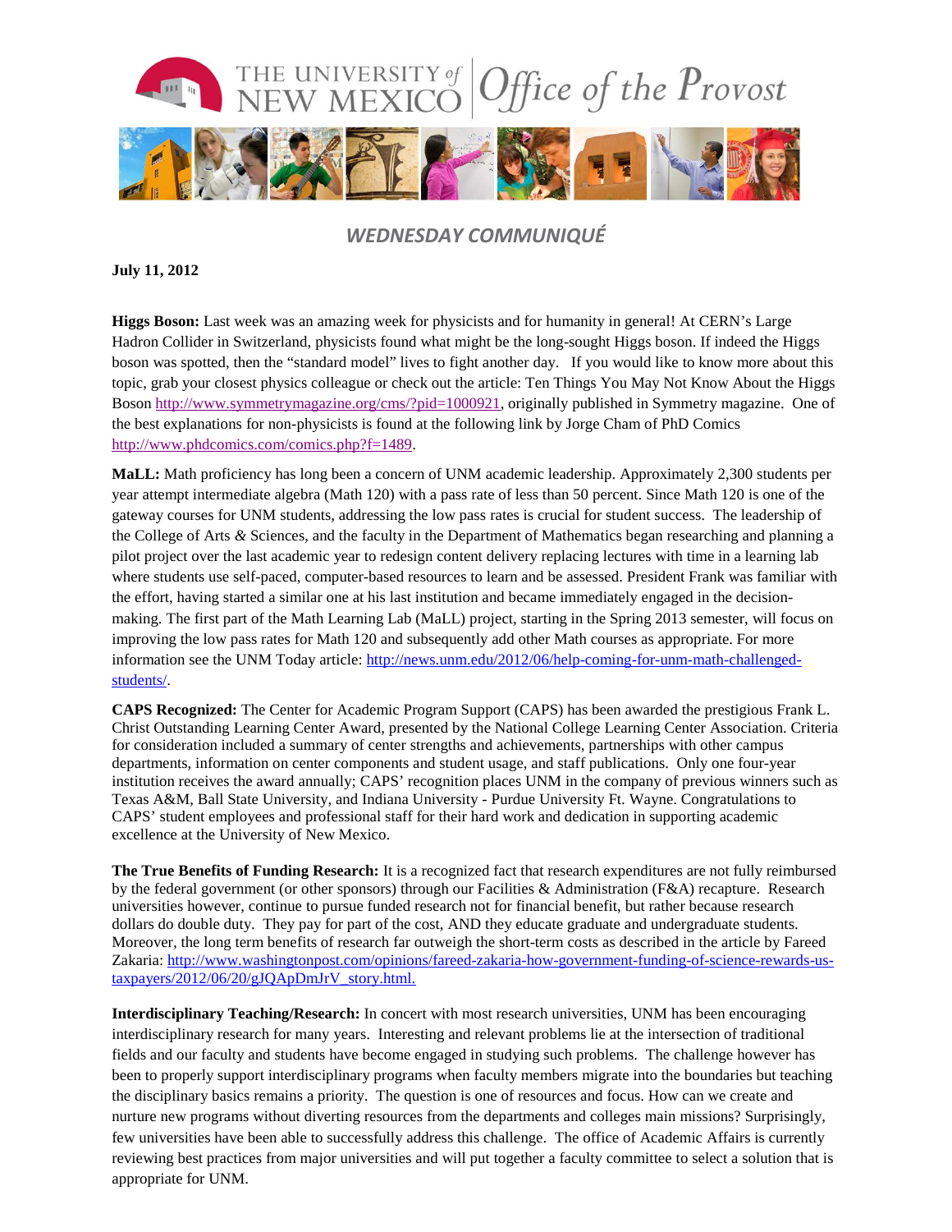# WEDNESDAY COMMUNIQUÉ

**July 11, 2012**

**Higgs Boson:** Last week was an amazing week for physicists and for humanity in general! At CERN's Large Hadron Collider in Switzerland, physicists found what might be the long-sought Higgs boson. If indeed the Higgs boson was spotted, then the "standard model" lives to fight another day. If you would like to know more about this topic, grab your closest physics colleague or check out the article: Ten Things You May Not Know About the Higgs Boson http://www.symmetrymagazine.org/cms/?pid=1000921, originally published in Symmetry magazine. One of the best explanations for non-physicists is found at the following link by Jorge Cham of PhD Comics http://www.phdcomics.com/comics.php?f=1489.

**MaLL:** Math proficiency has long been a concern of UNM academic leadership. Approximately 2,300 students per year attempt intermediate algebra (Math 120) with a pass rate of less than 50 percent. Since Math 120 is one of the gateway courses for UNM students, addressing the low pass rates is crucial for student success. The leadership of the College of Arts & Sciences, and the faculty in the Department of Mathematics began researching and planning a pilot project over the last academic year to redesign content delivery replacing lectures with time in a learning lab where students use self-paced, computer-based resources to learn and be assessed. President Frank was familiar with the effort, having started a similar one at his last institution and became immediately engaged in the decision-making. The first part of the Math Learning Lab (MaLL) project, starting in the Spring 2013 semester, will focus on improving the low pass rates for Math 120 and subsequently add other Math courses as appropriate. For more information see the UNM Today article: http://news.unm.edu/2012/06/help-coming-for-unm-math-challenged-students/.

**CAPS Recognized:** The Center for Academic Program Support (CAPS) has been awarded the prestigious Frank L. Christ Outstanding Learning Center Award, presented by the National College Learning Center Association. Criteria for consideration included a summary of center strengths and achievements, partnerships with other campus departments, information on center components and student usage, and staff publications. Only one four-year institution receives the award annually; CAPS' recognition places UNM in the company of previous winners such as Texas A&M, Ball State University, and Indiana University - Purdue University Ft. Wayne. Congratulations to CAPS' student employees and professional staff for their hard work and dedication in supporting academic excellence at the University of New Mexico.

**The True Benefits of Funding Research:** It is a recognized fact that research expenditures are not fully reimbursed by the federal government (or other sponsors) through our Facilities & Administration (F&A) recapture. Research universities however, continue to pursue funded research not for financial benefit, but rather because research dollars do double duty. They pay for part of the cost, AND they educate graduate and undergraduate students. Moreover, the long term benefits of research far outweigh the short-term costs as described in the article by Fareed Zakaria: http://www.washingtonpost.com/opinions/fareed-zakaria-how-government-funding-of-science-rewards-us-taxpayers/2012/06/20/gJQApDmJrV_story.html.

**Interdisciplinary Teaching/Research:** In concert with most research universities, UNM has been encouraging interdisciplinary research for many years. Interesting and relevant problems lie at the intersection of traditional fields and our faculty and students have become engaged in studying such problems. The challenge however has been to properly support interdisciplinary programs when faculty members migrate into the boundaries but teaching the disciplinary basics remains a priority. The question is one of resources and focus. How can we create and nurture new programs without diverting resources from the departments and colleges main missions? Surprisingly, few universities have been able to successfully address this challenge. The office of Academic Affairs is currently reviewing best practices from major universities and will put together a faculty committee to select a solution that is appropriate for UNM.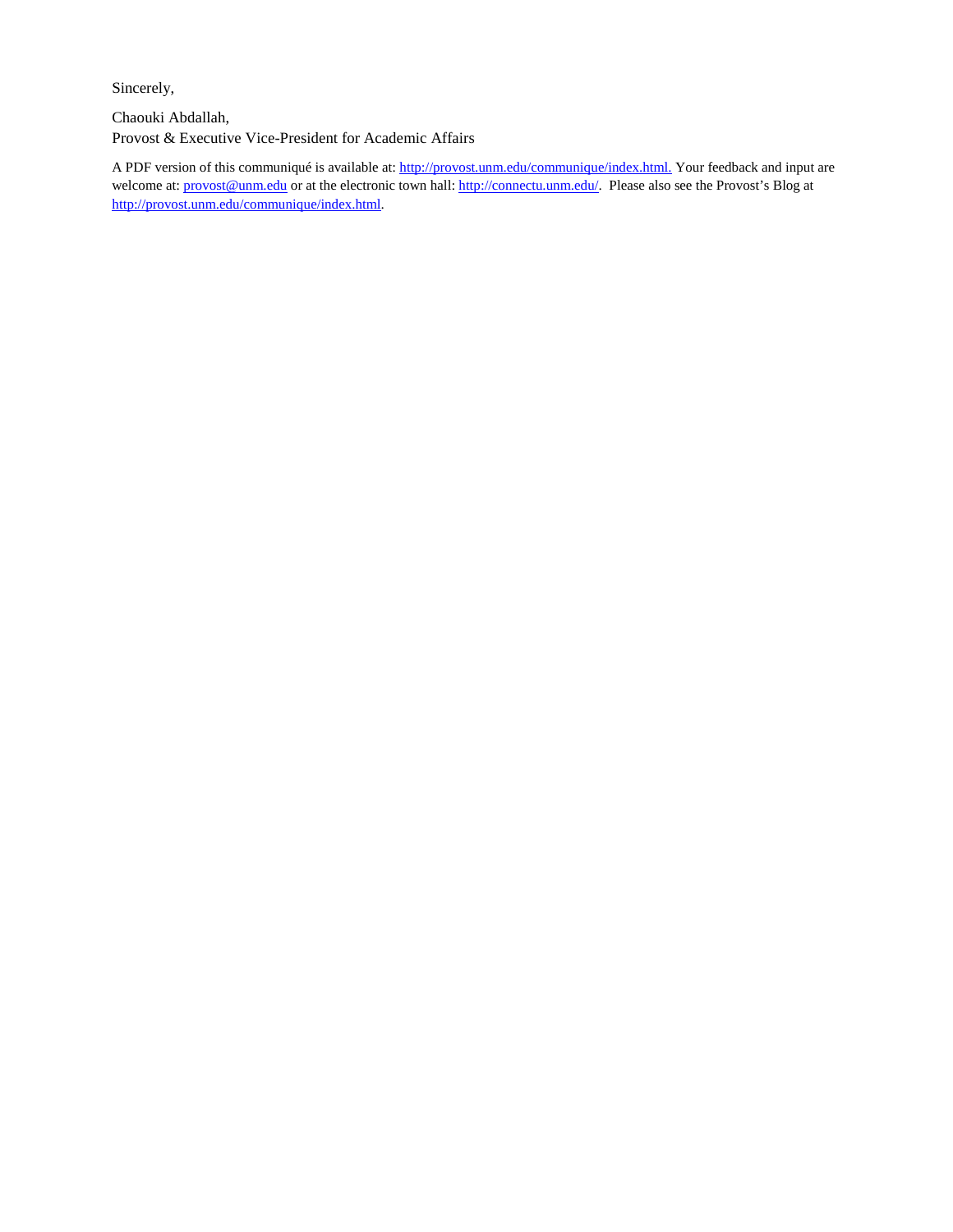Sincerely,

Chaouki Abdallah,
Provost & Executive Vice-President for Academic Affairs

A PDF version of this communiqué is available at: http://provost.unm.edu/communique/index.html. Your feedback and input are welcome at: provost@unm.edu or at the electronic town hall: http://connectu.unm.edu/. Please also see the Provost's Blog at http://provost.unm.edu/communique/index.html.